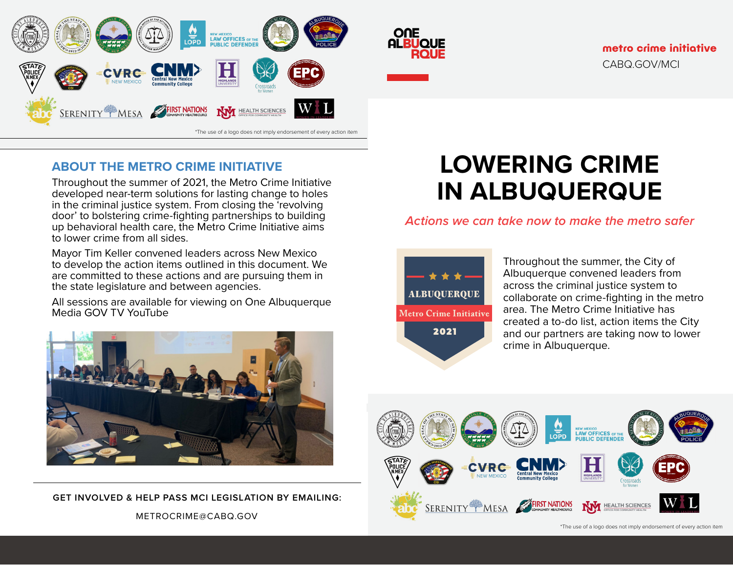*The use of a logo does not imply endorsement of every action item

ONE ALBUQUERQUE

metro crime initiative

CABQ.GOV/MCI

## ABOUT THE METRO CRIME INITIATIVE

Throughout the summer of 2021, the Metro Crime Initiative developed near-term solutions for lasting change to holes in the criminal justice system. From closing the 'revolving door' to bolstering crime-fighting partnerships to building up behavioral health care, the Metro Crime Initiative aims to lower crime from all sides.

Mayor Tim Keller convened leaders across New Mexico to develop the action items outlined in this document. We are committed to these actions and are pursuing them in the state legislature and between agencies.

All sessions are available for viewing on One Albuquerque Media GOV TV YouTube

**GET INVOLVED & HELP PASS MCI LEGISLATION BY EMAILING:**

METROCRIME@CABQ.GOV

# LOWERING CRIME IN ALBUQUERQUE

*Actions we can take now to make the metro safer*

ALBUQUERQUE
Metro Crime Initiative
2021

Throughout the summer, the City of Albuquerque convened leaders from across the criminal justice system to collaborate on crime-fighting in the metro area. The Metro Crime Initiative has created a to-do list, action items the City and our partners are taking now to lower crime in Albuquerque.

*The use of a logo does not imply endorsement of every action item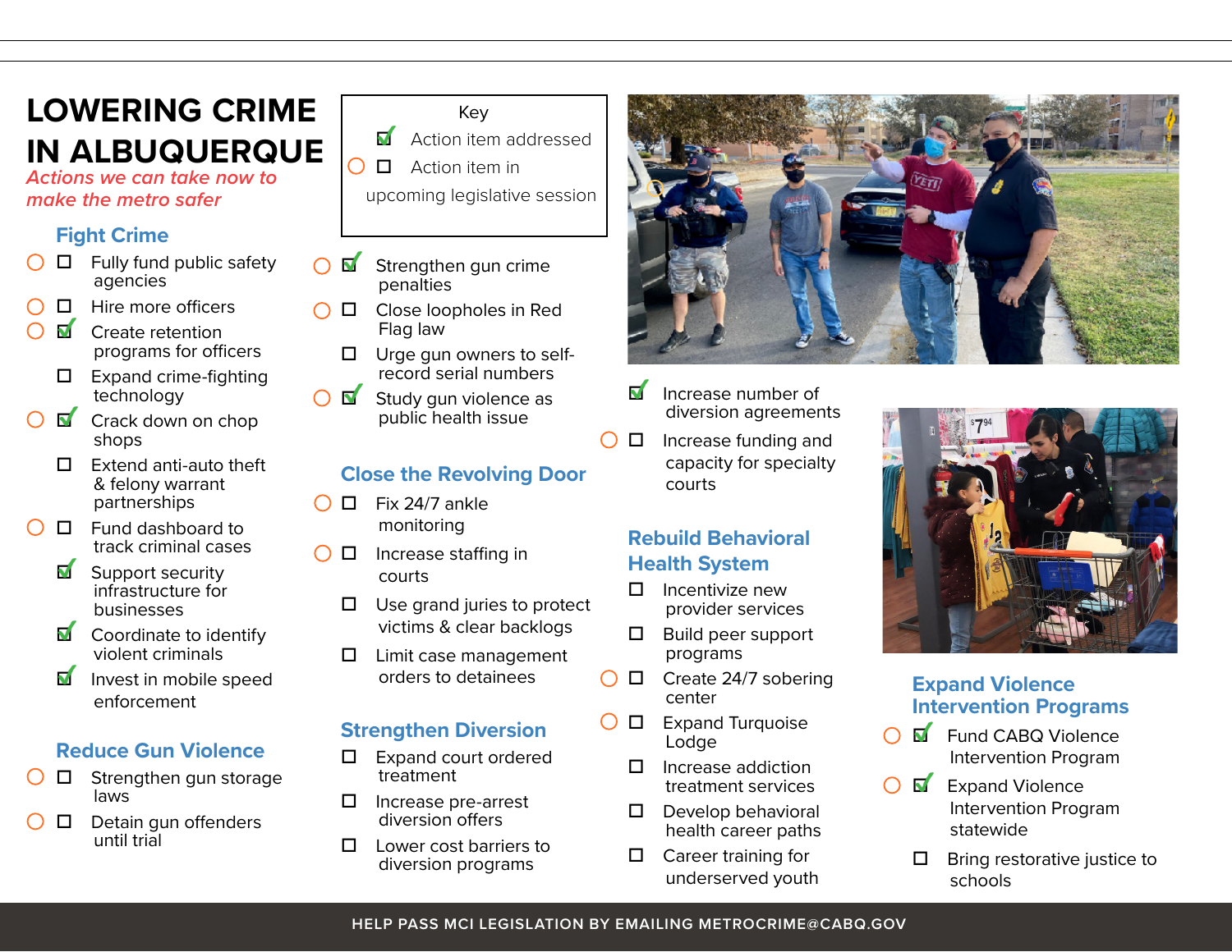# LOWERING CRIME IN ALBUQUERQUE

*Actions we can take now to make the metro safer*

**Key**

- ☑ Action item addressed
- ○ ☐ Action item in upcoming legislative session

## Fight Crime

- ○ ☐ Fully fund public safety agencies
- ○ ☐ Hire more officers
- ○ ☑ Create retention programs for officers
- ☐ Expand crime-fighting technology
- ○ ☑ Crack down on chop shops
- ☐ Extend anti-auto theft & felony warrant partnerships
- ○ ☐ Fund dashboard to track criminal cases
- ☑ Support security infrastructure for businesses
- ☑ Coordinate to identify violent criminals
- ☑ Invest in mobile speed enforcement

## Reduce Gun Violence

- ○ ☐ Strengthen gun storage laws
- ○ ☐ Detain gun offenders until trial
- ○ ☑ Strengthen gun crime penalties
- ○ ☐ Close loopholes in Red Flag law
- ☐ Urge gun owners to self-record serial numbers
- ○ ☑ Study gun violence as public health issue

## Close the Revolving Door

- ○ ☐ Fix 24/7 ankle monitoring
- ○ ☐ Increase staffing in courts
- ☐ Use grand juries to protect victims & clear backlogs
- ☐ Limit case management orders to detainees

## Strengthen Diversion

- ☐ Expand court ordered treatment
- ☐ Increase pre-arrest diversion offers
- ☐ Lower cost barriers to diversion programs
- ☑ Increase number of diversion agreements
- ○ ☐ Increase funding and capacity for specialty courts

## Rebuild Behavioral Health System

- ☐ Incentivize new provider services
- ☐ Build peer support programs
- ○ ☐ Create 24/7 sobering center
- ○ ☐ Expand Turquoise Lodge
- ☐ Increase addiction treatment services
- ☐ Develop behavioral health career paths
- ☐ Career training for underserved youth

## Expand Violence Intervention Programs

- ○ ☑ Fund CABQ Violence Intervention Program
- ○ ☑ Expand Violence Intervention Program statewide
- ☐ Bring restorative justice to schools

**HELP PASS MCI LEGISLATION BY EMAILING METROCRIME@CABQ.GOV**